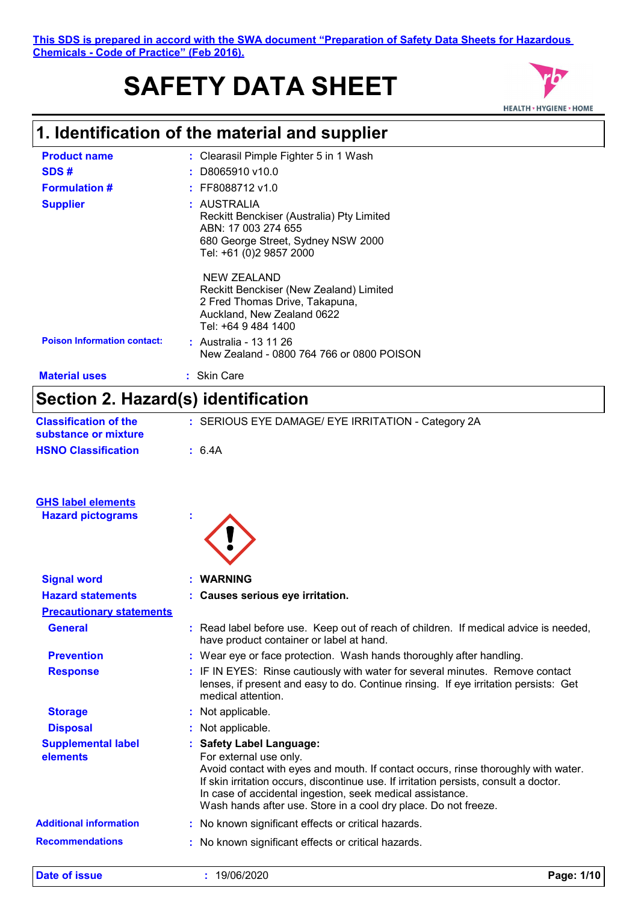This SDS is prepared in accord with the SWA document "Preparation of Safety Data Sheets for Hazardous Chemicals - Code of Practice" (Feb 2016).

# SAFETY DATA SHEET

## 1. Identification of the material and supplier

**Product name** : Clearasil Pimple Fighter 5 in 1 Wash

**SDS #** : D8065910 v10.0

**Formulation #** : FF8088712 v1.0

**Supplier** : AUSTRALIA
Reckitt Benckiser (Australia) Pty Limited
ABN: 17 003 274 655
680 George Street, Sydney NSW 2000
Tel: +61 (0)2 9857 2000

NEW ZEALAND
Reckitt Benckiser (New Zealand) Limited
2 Fred Thomas Drive, Takapuna,
Auckland, New Zealand 0622
Tel: +64 9 484 1400

**Poison Information contact:** : Australia - 13 11 26
New Zealand - 0800 764 766 or 0800 POISON

**Material uses** : Skin Care

## Section 2. Hazard(s) identification

**Classification of the substance or mixture** : SERIOUS EYE DAMAGE/ EYE IRRITATION - Category 2A

**HSNO Classification** : 6.4A

**GHS label elements**

**Hazard pictograms** :

**Signal word** : **WARNING**

**Hazard statements** : **Causes serious eye irritation.**

**Precautionary statements**

**General** : Read label before use. Keep out of reach of children. If medical advice is needed, have product container or label at hand.

**Prevention** : Wear eye or face protection. Wash hands thoroughly after handling.

**Response** : IF IN EYES: Rinse cautiously with water for several minutes. Remove contact lenses, if present and easy to do. Continue rinsing. If eye irritation persists: Get medical attention.

**Storage** : Not applicable.

**Disposal** : Not applicable.

**Supplemental label elements** : **Safety Label Language:**
For external use only.
Avoid contact with eyes and mouth. If contact occurs, rinse thoroughly with water.
If skin irritation occurs, discontinue use. If irritation persists, consult a doctor.
In case of accidental ingestion, seek medical assistance.
Wash hands after use. Store in a cool dry place. Do not freeze.

**Additional information** : No known significant effects or critical hazards.

**Recommendations** : No known significant effects or critical hazards.

**Date of issue** : 19/06/2020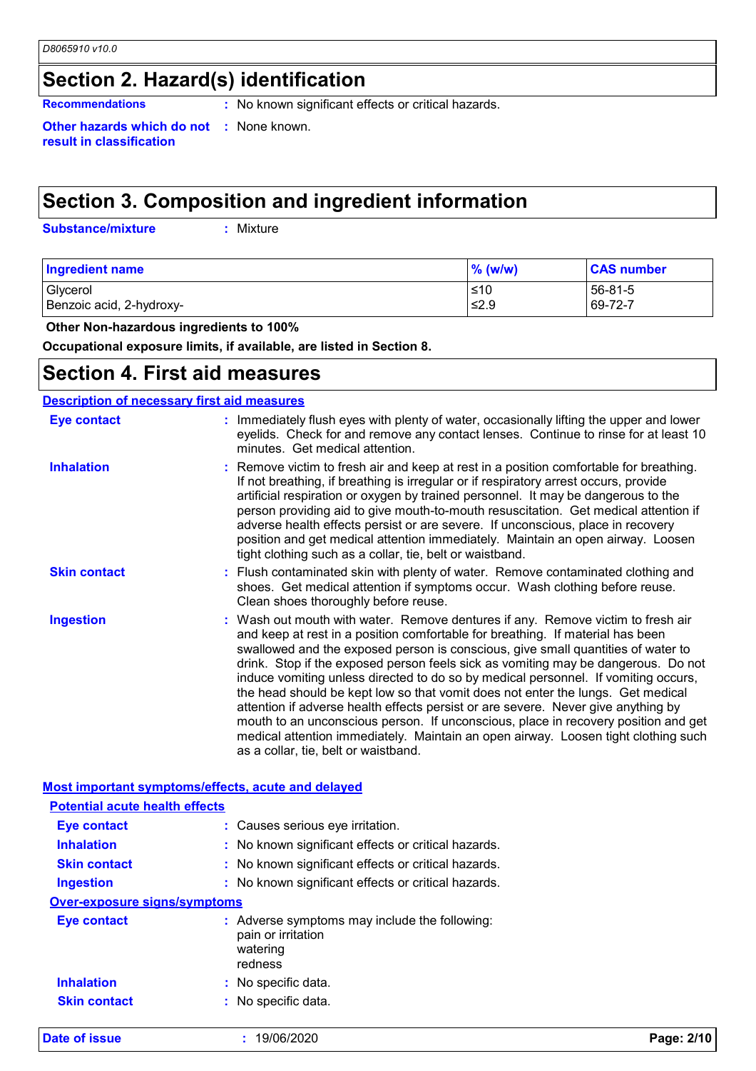## Section 2. Hazard(s) identification

**Recommendations** : No known significant effects or critical hazards.

**Other hazards which do not result in classification** : None known.

## Section 3. Composition and ingredient information

**Substance/mixture** : Mixture

| Ingredient name | % (w/w) | CAS number |
|---|---|---|
| Glycerol | ≤10 | 56-81-5 |
| Benzoic acid, 2-hydroxy- | ≤2.9 | 69-72-7 |

**Other Non-hazardous ingredients to 100%**

**Occupational exposure limits, if available, are listed in Section 8.**

## Section 4. First aid measures

### Description of necessary first aid measures

**Eye contact** : Immediately flush eyes with plenty of water, occasionally lifting the upper and lower eyelids. Check for and remove any contact lenses. Continue to rinse for at least 10 minutes. Get medical attention.

**Inhalation** : Remove victim to fresh air and keep at rest in a position comfortable for breathing. If not breathing, if breathing is irregular or if respiratory arrest occurs, provide artificial respiration or oxygen by trained personnel. It may be dangerous to the person providing aid to give mouth-to-mouth resuscitation. Get medical attention if adverse health effects persist or are severe. If unconscious, place in recovery position and get medical attention immediately. Maintain an open airway. Loosen tight clothing such as a collar, tie, belt or waistband.

**Skin contact** : Flush contaminated skin with plenty of water. Remove contaminated clothing and shoes. Get medical attention if symptoms occur. Wash clothing before reuse. Clean shoes thoroughly before reuse.

**Ingestion** : Wash out mouth with water. Remove dentures if any. Remove victim to fresh air and keep at rest in a position comfortable for breathing. If material has been swallowed and the exposed person is conscious, give small quantities of water to drink. Stop if the exposed person feels sick as vomiting may be dangerous. Do not induce vomiting unless directed to do so by medical personnel. If vomiting occurs, the head should be kept low so that vomit does not enter the lungs. Get medical attention if adverse health effects persist or are severe. Never give anything by mouth to an unconscious person. If unconscious, place in recovery position and get medical attention immediately. Maintain an open airway. Loosen tight clothing such as a collar, tie, belt or waistband.

### Most important symptoms/effects, acute and delayed

#### Potential acute health effects

**Eye contact** : Causes serious eye irritation.

**Inhalation** : No known significant effects or critical hazards.

**Skin contact** : No known significant effects or critical hazards.

**Ingestion** : No known significant effects or critical hazards.

#### Over-exposure signs/symptoms

**Eye contact** : Adverse symptoms may include the following:
pain or irritation
watering
redness

**Inhalation** : No specific data.

**Skin contact** : No specific data.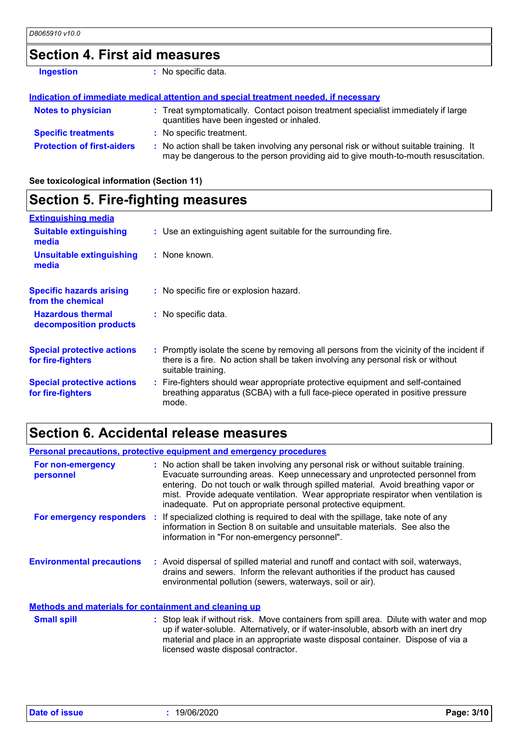## Section 4. First aid measures

**Ingestion** : No specific data.

### Indication of immediate medical attention and special treatment needed, if necessary

**Notes to physician** : Treat symptomatically. Contact poison treatment specialist immediately if large quantities have been ingested or inhaled.

**Specific treatments** : No specific treatment.

**Protection of first-aiders** : No action shall be taken involving any personal risk or without suitable training. It may be dangerous to the person providing aid to give mouth-to-mouth resuscitation.

**See toxicological information (Section 11)**

## Section 5. Fire-fighting measures

### Extinguishing media

**Suitable extinguishing media** : Use an extinguishing agent suitable for the surrounding fire.

**Unsuitable extinguishing media** : None known.

**Specific hazards arising from the chemical** : No specific fire or explosion hazard.

**Hazardous thermal decomposition products** : No specific data.

**Special protective actions for fire-fighters** : Promptly isolate the scene by removing all persons from the vicinity of the incident if there is a fire. No action shall be taken involving any personal risk or without suitable training.

**Special protective actions for fire-fighters** : Fire-fighters should wear appropriate protective equipment and self-contained breathing apparatus (SCBA) with a full face-piece operated in positive pressure mode.

## Section 6. Accidental release measures

### Personal precautions, protective equipment and emergency procedures

**For non-emergency personnel** : No action shall be taken involving any personal risk or without suitable training. Evacuate surrounding areas. Keep unnecessary and unprotected personnel from entering. Do not touch or walk through spilled material. Avoid breathing vapor or mist. Provide adequate ventilation. Wear appropriate respirator when ventilation is inadequate. Put on appropriate personal protective equipment.

**For emergency responders** : If specialized clothing is required to deal with the spillage, take note of any information in Section 8 on suitable and unsuitable materials. See also the information in "For non-emergency personnel".

**Environmental precautions** : Avoid dispersal of spilled material and runoff and contact with soil, waterways, drains and sewers. Inform the relevant authorities if the product has caused environmental pollution (sewers, waterways, soil or air).

### Methods and materials for containment and cleaning up

**Small spill** : Stop leak if without risk. Move containers from spill area. Dilute with water and mop up if water-soluble. Alternatively, or if water-insoluble, absorb with an inert dry material and place in an appropriate waste disposal container. Dispose of via a licensed waste disposal contractor.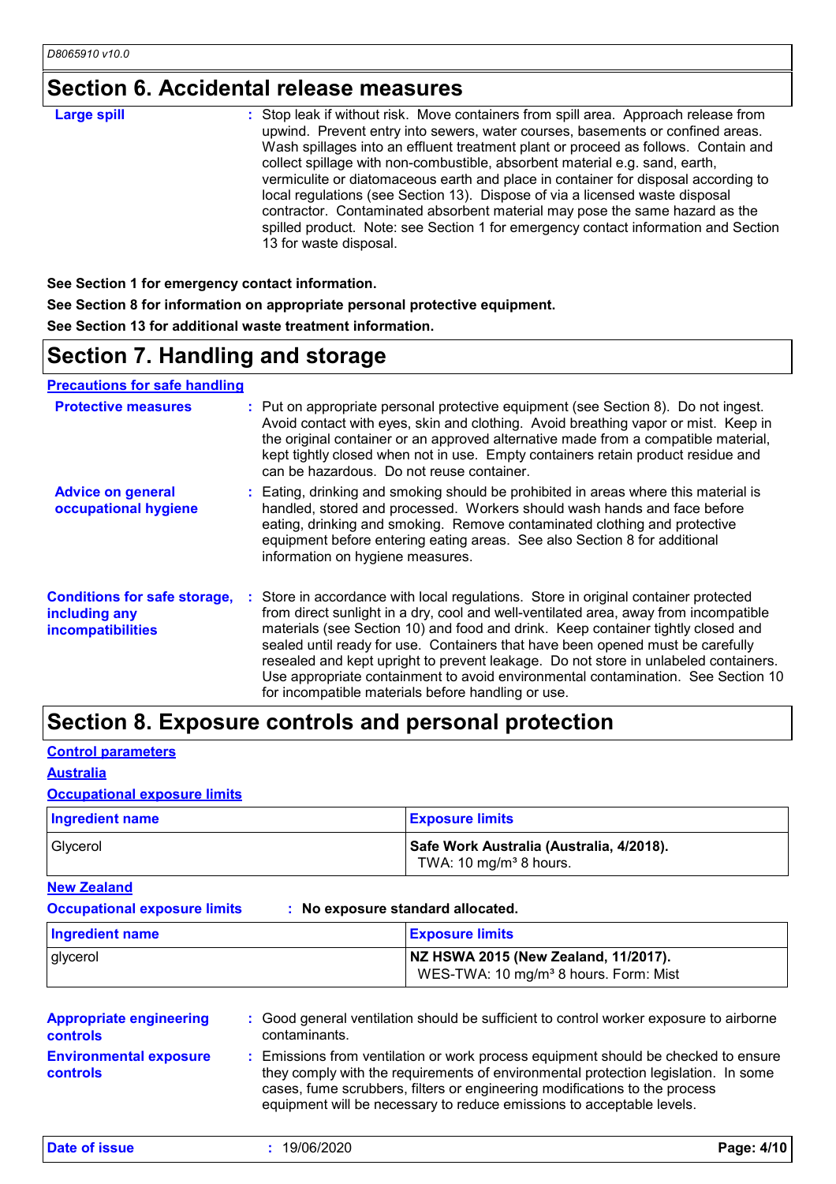## Section 6. Accidental release measures

**Large spill** : Stop leak if without risk. Move containers from spill area. Approach release from upwind. Prevent entry into sewers, water courses, basements or confined areas. Wash spillages into an effluent treatment plant or proceed as follows. Contain and collect spillage with non-combustible, absorbent material e.g. sand, earth, vermiculite or diatomaceous earth and place in container for disposal according to local regulations (see Section 13). Dispose of via a licensed waste disposal contractor. Contaminated absorbent material may pose the same hazard as the spilled product. Note: see Section 1 for emergency contact information and Section 13 for waste disposal.

**See Section 1 for emergency contact information.**

**See Section 8 for information on appropriate personal protective equipment.**

**See Section 13 for additional waste treatment information.**

## Section 7. Handling and storage

### Precautions for safe handling

**Protective measures** : Put on appropriate personal protective equipment (see Section 8). Do not ingest. Avoid contact with eyes, skin and clothing. Avoid breathing vapor or mist. Keep in the original container or an approved alternative made from a compatible material, kept tightly closed when not in use. Empty containers retain product residue and can be hazardous. Do not reuse container.

**Advice on general occupational hygiene** : Eating, drinking and smoking should be prohibited in areas where this material is handled, stored and processed. Workers should wash hands and face before eating, drinking and smoking. Remove contaminated clothing and protective equipment before entering eating areas. See also Section 8 for additional information on hygiene measures.

**Conditions for safe storage, including any incompatibilities** : Store in accordance with local regulations. Store in original container protected from direct sunlight in a dry, cool and well-ventilated area, away from incompatible materials (see Section 10) and food and drink. Keep container tightly closed and sealed until ready for use. Containers that have been opened must be carefully resealed and kept upright to prevent leakage. Do not store in unlabeled containers. Use appropriate containment to avoid environmental contamination. See Section 10 for incompatible materials before handling or use.

## Section 8. Exposure controls and personal protection

### Control parameters

#### Australia

**Occupational exposure limits**

| Ingredient name | Exposure limits |
|---|---|
| Glycerol | **Safe Work Australia (Australia, 4/2018).** TWA: 10 mg/m³ 8 hours. |

#### New Zealand

**Occupational exposure limits** : **No exposure standard allocated.**

| Ingredient name | Exposure limits |
|---|---|
| glycerol | **NZ HSWA 2015 (New Zealand, 11/2017).** WES-TWA: 10 mg/m³ 8 hours. Form: Mist |

**Appropriate engineering controls** : Good general ventilation should be sufficient to control worker exposure to airborne contaminants.

**Environmental exposure controls** : Emissions from ventilation or work process equipment should be checked to ensure they comply with the requirements of environmental protection legislation. In some cases, fume scrubbers, filters or engineering modifications to the process equipment will be necessary to reduce emissions to acceptable levels.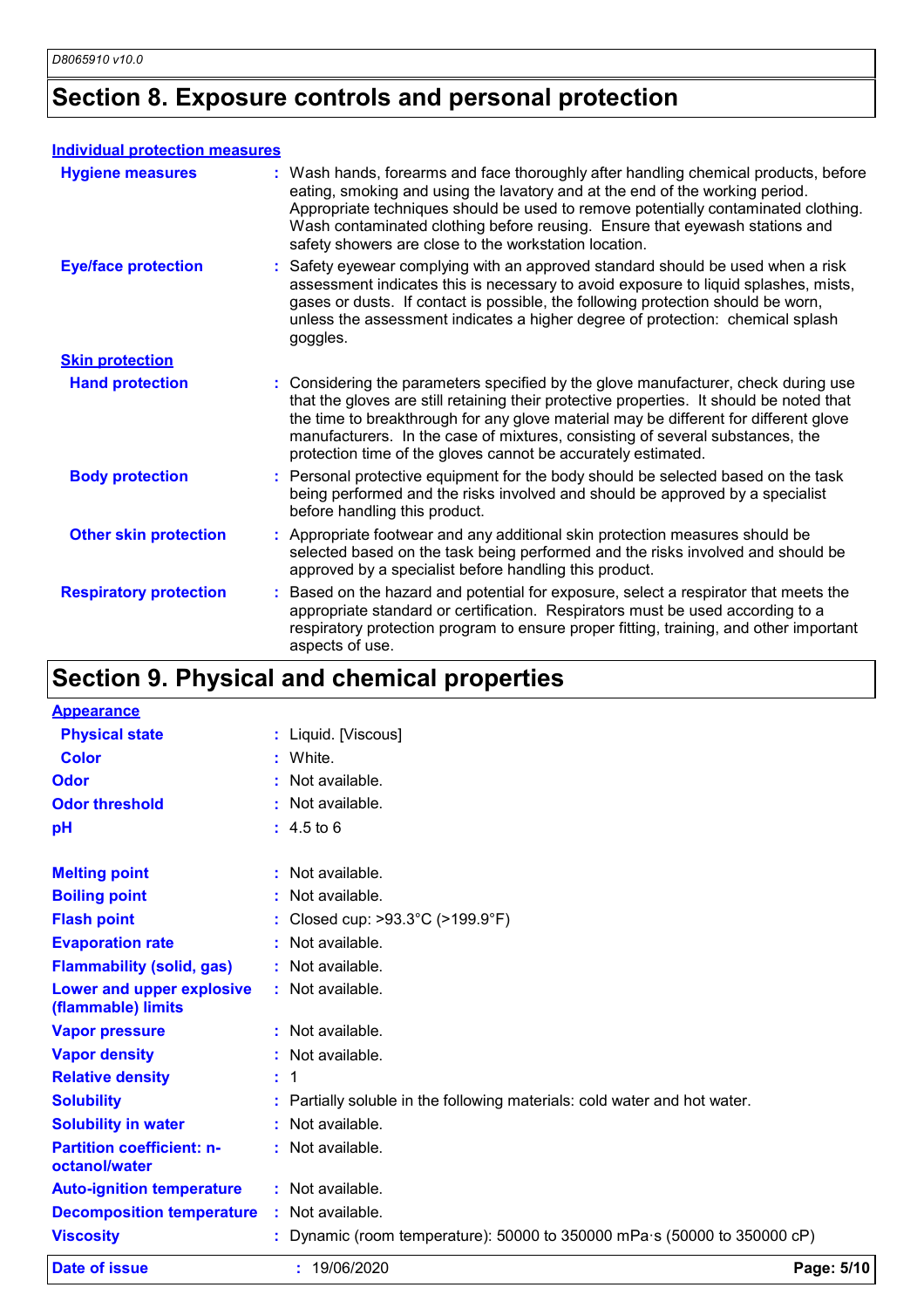## Section 8. Exposure controls and personal protection

### Individual protection measures

| | |
|---|---|
| **Hygiene measures** | : Wash hands, forearms and face thoroughly after handling chemical products, before eating, smoking and using the lavatory and at the end of the working period. Appropriate techniques should be used to remove potentially contaminated clothing. Wash contaminated clothing before reusing. Ensure that eyewash stations and safety showers are close to the workstation location. |
| **Eye/face protection** | : Safety eyewear complying with an approved standard should be used when a risk assessment indicates this is necessary to avoid exposure to liquid splashes, mists, gases or dusts. If contact is possible, the following protection should be worn, unless the assessment indicates a higher degree of protection: chemical splash goggles. |
| **Skin protection** | |
| **Hand protection** | : Considering the parameters specified by the glove manufacturer, check during use that the gloves are still retaining their protective properties. It should be noted that the time to breakthrough for any glove material may be different for different glove manufacturers. In the case of mixtures, consisting of several substances, the protection time of the gloves cannot be accurately estimated. |
| **Body protection** | : Personal protective equipment for the body should be selected based on the task being performed and the risks involved and should be approved by a specialist before handling this product. |
| **Other skin protection** | : Appropriate footwear and any additional skin protection measures should be selected based on the task being performed and the risks involved and should be approved by a specialist before handling this product. |
| **Respiratory protection** | : Based on the hazard and potential for exposure, select a respirator that meets the appropriate standard or certification. Respirators must be used according to a respiratory protection program to ensure proper fitting, training, and other important aspects of use. |

## Section 9. Physical and chemical properties

| | |
|---|---|
| **Appearance** | |
| **Physical state** | : Liquid. [Viscous] |
| **Color** | : White. |
| **Odor** | : Not available. |
| **Odor threshold** | : Not available. |
| **pH** | : 4.5 to 6 |
| **Melting point** | : Not available. |
| **Boiling point** | : Not available. |
| **Flash point** | : Closed cup: >93.3°C (>199.9°F) |
| **Evaporation rate** | : Not available. |
| **Flammability (solid, gas)** | : Not available. |
| **Lower and upper explosive (flammable) limits** | : Not available. |
| **Vapor pressure** | : Not available. |
| **Vapor density** | : Not available. |
| **Relative density** | : 1 |
| **Solubility** | : Partially soluble in the following materials: cold water and hot water. |
| **Solubility in water** | : Not available. |
| **Partition coefficient: n-octanol/water** | : Not available. |
| **Auto-ignition temperature** | : Not available. |
| **Decomposition temperature** | : Not available. |
| **Viscosity** | : Dynamic (room temperature): 50000 to 350000 mPa·s (50000 to 350000 cP) |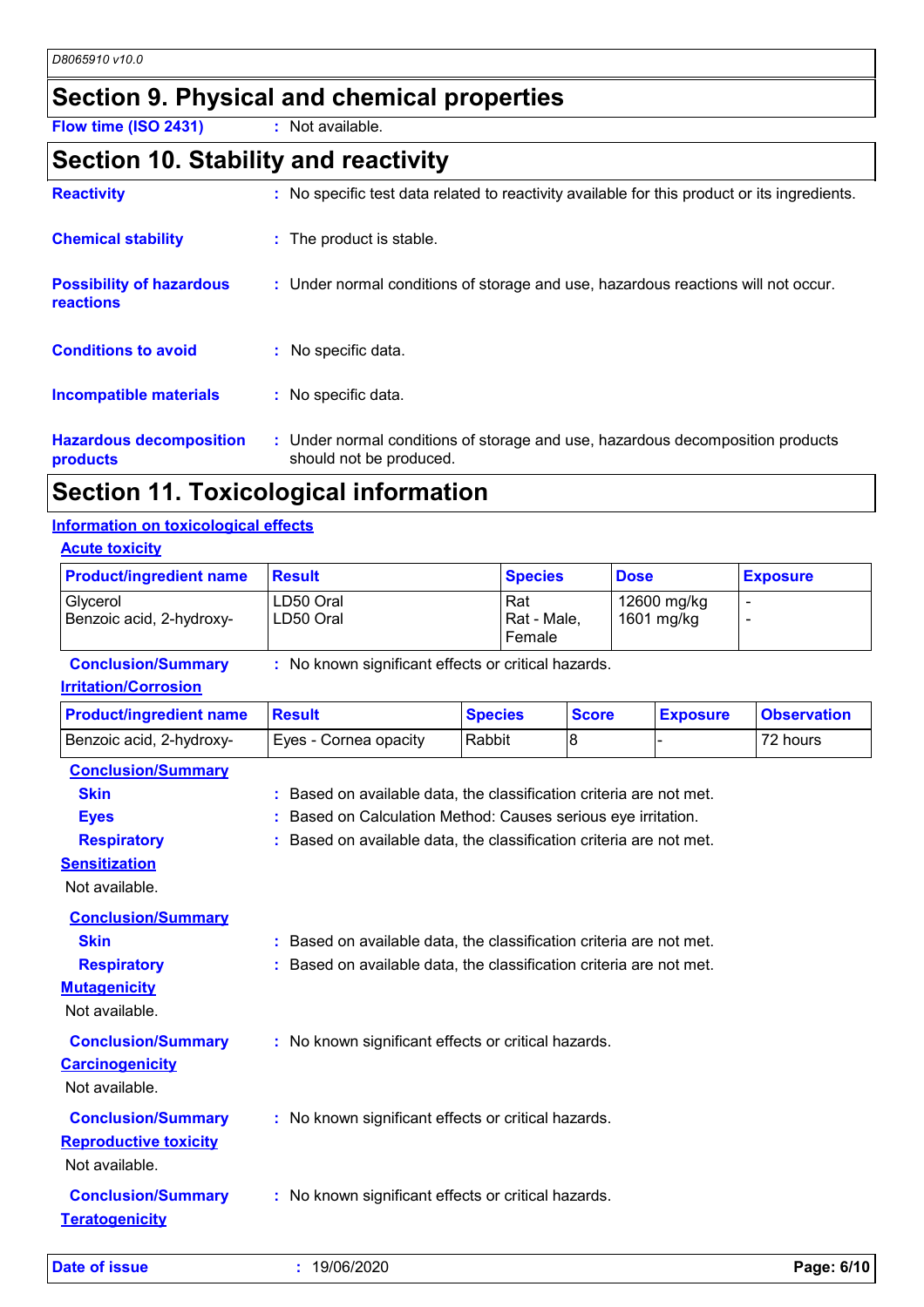## Section 9. Physical and chemical properties

**Flow time (ISO 2431)** : Not available.

## Section 10. Stability and reactivity

**Reactivity** : No specific test data related to reactivity available for this product or its ingredients.

**Chemical stability** : The product is stable.

**Possibility of hazardous reactions** : Under normal conditions of storage and use, hazardous reactions will not occur.

**Conditions to avoid** : No specific data.

**Incompatible materials** : No specific data.

**Hazardous decomposition products** : Under normal conditions of storage and use, hazardous decomposition products should not be produced.

## Section 11. Toxicological information

### Information on toxicological effects

#### Acute toxicity

| Product/ingredient name | Result | Species | Dose | Exposure |
|---|---|---|---|---|
| Glycerol | LD50 Oral | Rat | 12600 mg/kg | - |
| Benzoic acid, 2-hydroxy- | LD50 Oral | Rat - Male, Female | 1601 mg/kg | - |

**Conclusion/Summary** : No known significant effects or critical hazards.

#### Irritation/Corrosion

| Product/ingredient name | Result | Species | Score | Exposure | Observation |
|---|---|---|---|---|---|
| Benzoic acid, 2-hydroxy- | Eyes - Cornea opacity | Rabbit | 8 | - | 72 hours |

**Conclusion/Summary**

**Skin** : Based on available data, the classification criteria are not met.

**Eyes** : Based on Calculation Method: Causes serious eye irritation.

**Respiratory** : Based on available data, the classification criteria are not met.

#### Sensitization

Not available.

**Conclusion/Summary**

**Skin** : Based on available data, the classification criteria are not met.

**Respiratory** : Based on available data, the classification criteria are not met.

#### Mutagenicity

Not available.

**Conclusion/Summary** : No known significant effects or critical hazards.

#### Carcinogenicity

Not available.

**Conclusion/Summary** : No known significant effects or critical hazards.

#### Reproductive toxicity

Not available.

**Conclusion/Summary** : No known significant effects or critical hazards.

#### Teratogenicity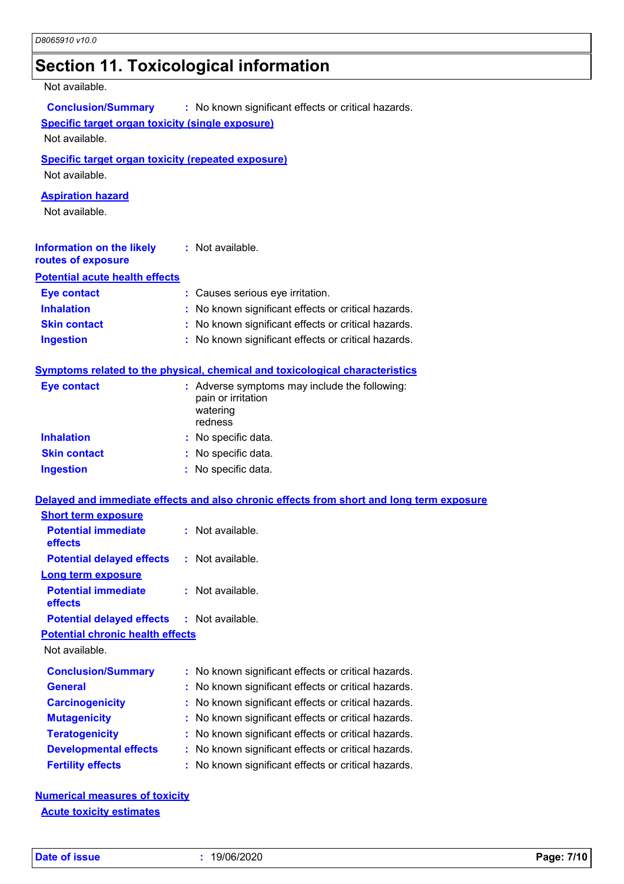## Section 11. Toxicological information

Not available.

**Conclusion/Summary** : No known significant effects or critical hazards.

**Specific target organ toxicity (single exposure)**

Not available.

**Specific target organ toxicity (repeated exposure)**

Not available.

**Aspiration hazard**

Not available.

**Information on the likely routes of exposure** : Not available.

**Potential acute health effects**

**Eye contact** : Causes serious eye irritation.
**Inhalation** : No known significant effects or critical hazards.
**Skin contact** : No known significant effects or critical hazards.
**Ingestion** : No known significant effects or critical hazards.

**Symptoms related to the physical, chemical and toxicological characteristics**

**Eye contact** : Adverse symptoms may include the following:
pain or irritation
watering
redness

**Inhalation** : No specific data.
**Skin contact** : No specific data.
**Ingestion** : No specific data.

**Delayed and immediate effects and also chronic effects from short and long term exposure**

**Short term exposure**

**Potential immediate effects** : Not available.
**Potential delayed effects** : Not available.

**Long term exposure**

**Potential immediate effects** : Not available.
**Potential delayed effects** : Not available.

**Potential chronic health effects**

Not available.

**Conclusion/Summary** : No known significant effects or critical hazards.
**General** : No known significant effects or critical hazards.
**Carcinogenicity** : No known significant effects or critical hazards.
**Mutagenicity** : No known significant effects or critical hazards.
**Teratogenicity** : No known significant effects or critical hazards.
**Developmental effects** : No known significant effects or critical hazards.
**Fertility effects** : No known significant effects or critical hazards.

**Numerical measures of toxicity**

**Acute toxicity estimates**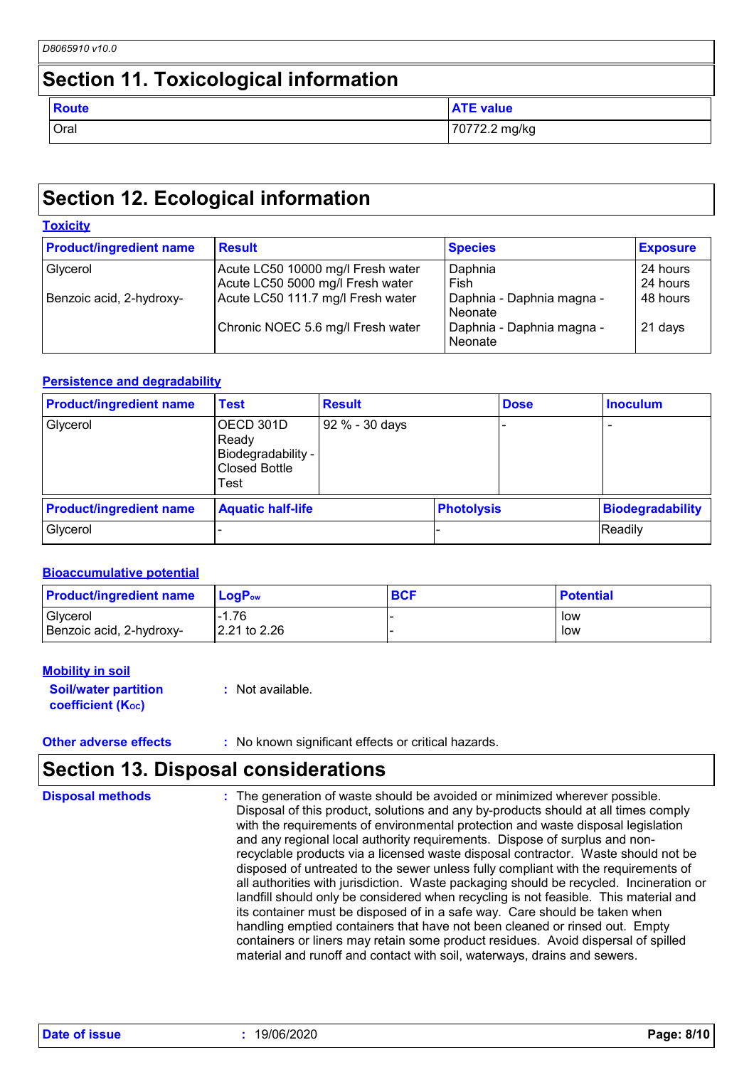## Section 11. Toxicological information

| Route | ATE value |
|---|---|
| Oral | 70772.2 mg/kg |

## Section 12. Ecological information

### Toxicity

| Product/ingredient name | Result | Species | Exposure |
|---|---|---|---|
| Glycerol | Acute LC50 10000 mg/l Fresh water | Daphnia | 24 hours |
| | Acute LC50 5000 mg/l Fresh water | Fish | 24 hours |
| Benzoic acid, 2-hydroxy- | Acute LC50 111.7 mg/l Fresh water | Daphnia - Daphnia magna - Neonate | 48 hours |
| | Chronic NOEC 5.6 mg/l Fresh water | Daphnia - Daphnia magna - Neonate | 21 days |

### Persistence and degradability

| Product/ingredient name | Test | Result | Dose | Inoculum |
|---|---|---|---|---|
| Glycerol | OECD 301D Ready Biodegradability - Closed Bottle Test | 92 % - 30 days | - | - |

| Product/ingredient name | Aquatic half-life | Photolysis | Biodegradability |
|---|---|---|---|
| Glycerol | - | - | Readily |

### Bioaccumulative potential

| Product/ingredient name | $LogP_{ow}$ | BCF | Potential |
|---|---|---|---|
| Glycerol | -1.76 | - | low |
| Benzoic acid, 2-hydroxy- | 2.21 to 2.26 | - | low |

### Mobility in soil

**Soil/water partition coefficient ($K_{OC}$)** : Not available.

**Other adverse effects** : No known significant effects or critical hazards.

## Section 13. Disposal considerations

**Disposal methods** : The generation of waste should be avoided or minimized wherever possible. Disposal of this product, solutions and any by-products should at all times comply with the requirements of environmental protection and waste disposal legislation and any regional local authority requirements. Dispose of surplus and non-recyclable products via a licensed waste disposal contractor. Waste should not be disposed of untreated to the sewer unless fully compliant with the requirements of all authorities with jurisdiction. Waste packaging should be recycled. Incineration or landfill should only be considered when recycling is not feasible. This material and its container must be disposed of in a safe way. Care should be taken when handling emptied containers that have not been cleaned or rinsed out. Empty containers or liners may retain some product residues. Avoid dispersal of spilled material and runoff and contact with soil, waterways, drains and sewers.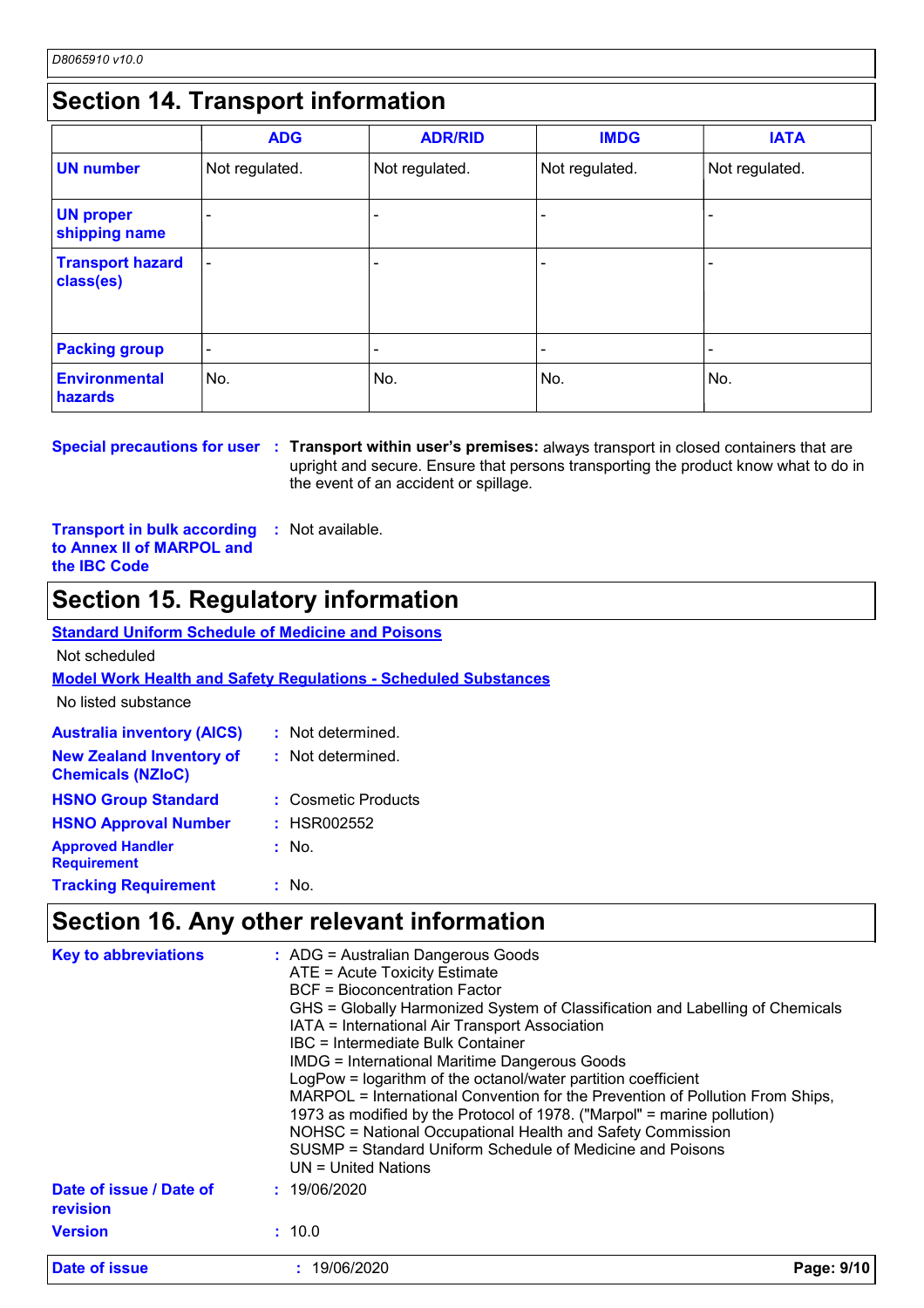## Section 14. Transport information

| | ADG | ADR/RID | IMDG | IATA |
|---|---|---|---|---|
| **UN number** | Not regulated. | Not regulated. | Not regulated. | Not regulated. |
| **UN proper shipping name** | - | - | - | - |
| **Transport hazard class(es)** | - | - | - | - |
| **Packing group** | - | - | - | - |
| **Environmental hazards** | No. | No. | No. | No. |

**Special precautions for user** : **Transport within user's premises:** always transport in closed containers that are upright and secure. Ensure that persons transporting the product know what to do in the event of an accident or spillage.

**Transport in bulk according to Annex II of MARPOL and the IBC Code** : Not available.

## Section 15. Regulatory information

**Standard Uniform Schedule of Medicine and Poisons**

Not scheduled

**Model Work Health and Safety Regulations - Scheduled Substances**

No listed substance

**Australia inventory (AICS)** : Not determined.

**New Zealand Inventory of Chemicals (NZIoC)** : Not determined.

**HSNO Group Standard** : Cosmetic Products

**HSNO Approval Number** : HSR002552

**Approved Handler Requirement** : No.

**Tracking Requirement** : No.

## Section 16. Any other relevant information

**Key to abbreviations** :
ADG = Australian Dangerous Goods
ATE = Acute Toxicity Estimate
BCF = Bioconcentration Factor
GHS = Globally Harmonized System of Classification and Labelling of Chemicals
IATA = International Air Transport Association
IBC = Intermediate Bulk Container
IMDG = International Maritime Dangerous Goods
LogPow = logarithm of the octanol/water partition coefficient
MARPOL = International Convention for the Prevention of Pollution From Ships, 1973 as modified by the Protocol of 1978. ("Marpol" = marine pollution)
NOHSC = National Occupational Health and Safety Commission
SUSMP = Standard Uniform Schedule of Medicine and Poisons
UN = United Nations

**Date of issue / Date of revision** : 19/06/2020

**Version** : 10.0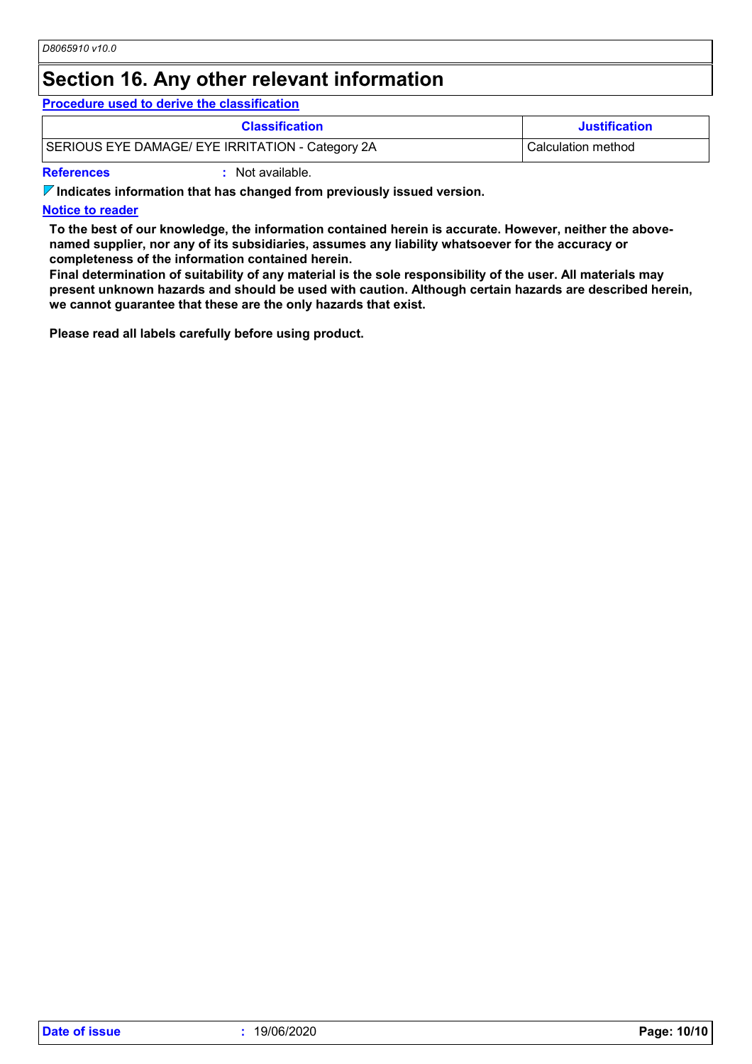# Section 16. Any other relevant information

**Procedure used to derive the classification**

| Classification | Justification |
| --- | --- |
| SERIOUS EYE DAMAGE/ EYE IRRITATION - Category 2A | Calculation method |

**References** : Not available.

**Indicates information that has changed from previously issued version.**

**Notice to reader**

**To the best of our knowledge, the information contained herein is accurate. However, neither the above-named supplier, nor any of its subsidiaries, assumes any liability whatsoever for the accuracy or completeness of the information contained herein.**
**Final determination of suitability of any material is the sole responsibility of the user. All materials may present unknown hazards and should be used with caution. Although certain hazards are described herein, we cannot guarantee that these are the only hazards that exist.**

**Please read all labels carefully before using product.**